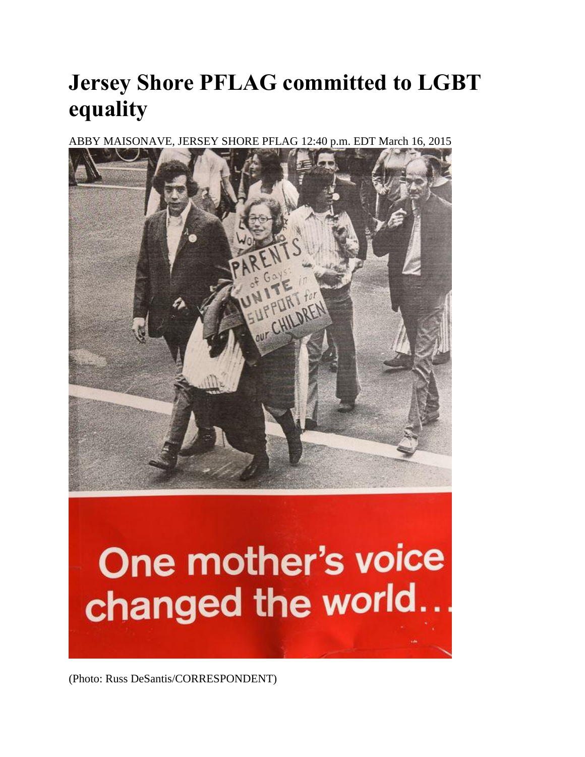# Jersey Shore PFLAG committed to LGBT equality

ABBY MAISONAVE, JERSEY SHORE PFLAG 12:40 p.m. EDT March 16, 2015

(Photo: Russ DeSantis/CORRESPONDENT)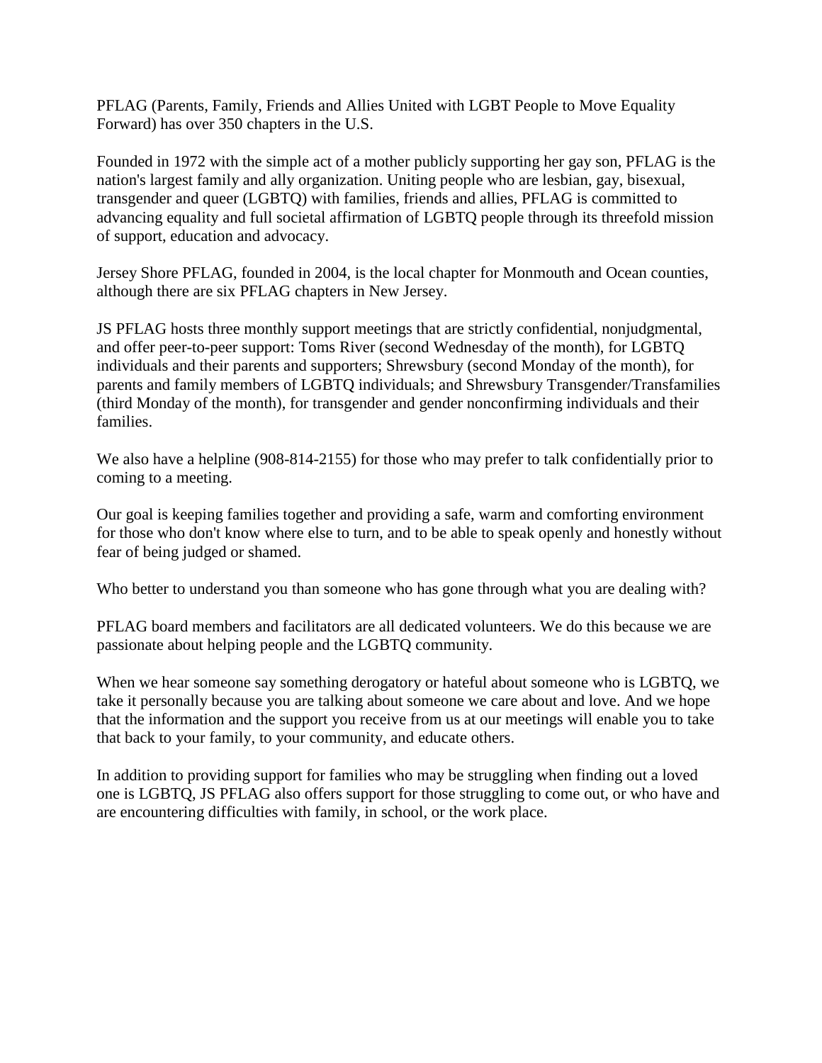PFLAG (Parents, Family, Friends and Allies United with LGBT People to Move Equality Forward) has over 350 chapters in the U.S.

Founded in 1972 with the simple act of a mother publicly supporting her gay son, PFLAG is the nation's largest family and ally organization. Uniting people who are lesbian, gay, bisexual, transgender and queer (LGBTQ) with families, friends and allies, PFLAG is committed to advancing equality and full societal affirmation of LGBTQ people through its threefold mission of support, education and advocacy.

Jersey Shore PFLAG, founded in 2004, is the local chapter for Monmouth and Ocean counties, although there are six PFLAG chapters in New Jersey.

JS PFLAG hosts three monthly support meetings that are strictly confidential, nonjudgmental, and offer peer-to-peer support: Toms River (second Wednesday of the month), for LGBTQ individuals and their parents and supporters; Shrewsbury (second Monday of the month), for parents and family members of LGBTQ individuals; and Shrewsbury Transgender/Transfamilies (third Monday of the month), for transgender and gender nonconfirming individuals and their families.

We also have a helpline (908-814-2155) for those who may prefer to talk confidentially prior to coming to a meeting.

Our goal is keeping families together and providing a safe, warm and comforting environment for those who don't know where else to turn, and to be able to speak openly and honestly without fear of being judged or shamed.

Who better to understand you than someone who has gone through what you are dealing with?

PFLAG board members and facilitators are all dedicated volunteers. We do this because we are passionate about helping people and the LGBTQ community.

When we hear someone say something derogatory or hateful about someone who is LGBTQ, we take it personally because you are talking about someone we care about and love. And we hope that the information and the support you receive from us at our meetings will enable you to take that back to your family, to your community, and educate others.

In addition to providing support for families who may be struggling when finding out a loved one is LGBTQ, JS PFLAG also offers support for those struggling to come out, or who have and are encountering difficulties with family, in school, or the work place.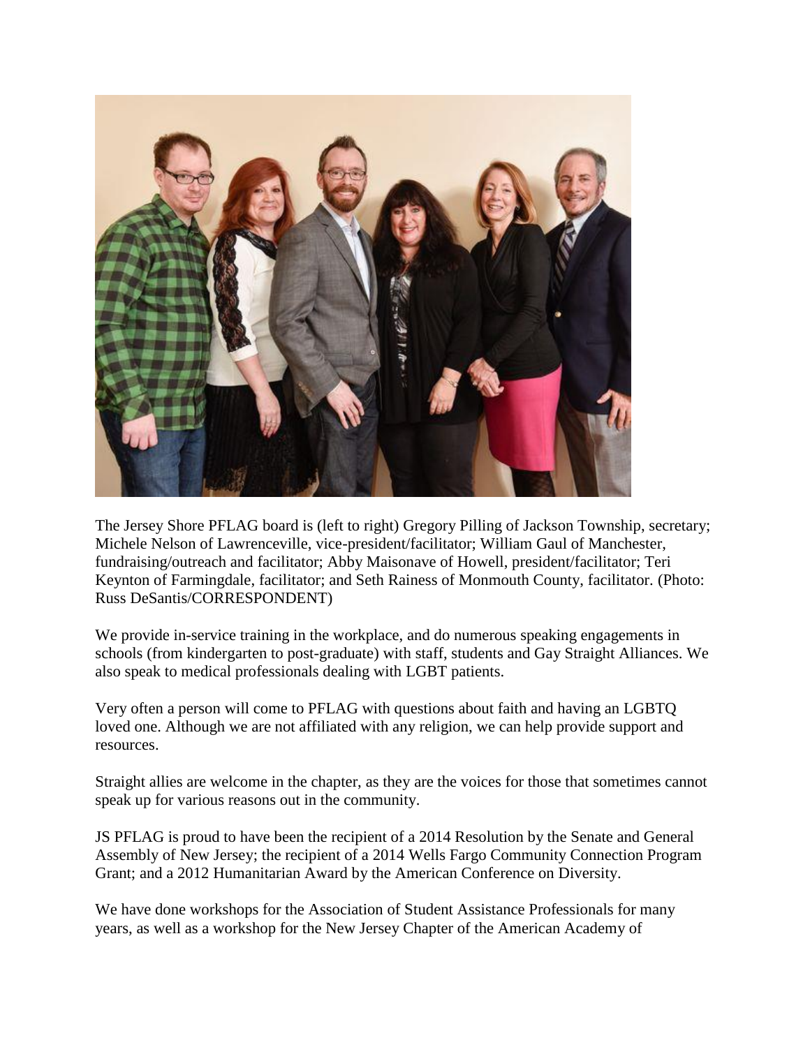The Jersey Shore PFLAG board is (left to right) Gregory Pilling of Jackson Township, secretary; Michele Nelson of Lawrenceville, vice-president/facilitator; William Gaul of Manchester, fundraising/outreach and facilitator; Abby Maisonave of Howell, president/facilitator; Teri Keynton of Farmingdale, facilitator; and Seth Rainess of Monmouth County, facilitator. (Photo: Russ DeSantis/CORRESPONDENT)

We provide in-service training in the workplace, and do numerous speaking engagements in schools (from kindergarten to post-graduate) with staff, students and Gay Straight Alliances. We also speak to medical professionals dealing with LGBT patients.

Very often a person will come to PFLAG with questions about faith and having an LGBTQ loved one. Although we are not affiliated with any religion, we can help provide support and resources.

Straight allies are welcome in the chapter, as they are the voices for those that sometimes cannot speak up for various reasons out in the community.

JS PFLAG is proud to have been the recipient of a 2014 Resolution by the Senate and General Assembly of New Jersey; the recipient of a 2014 Wells Fargo Community Connection Program Grant; and a 2012 Humanitarian Award by the American Conference on Diversity.

We have done workshops for the Association of Student Assistance Professionals for many years, as well as a workshop for the New Jersey Chapter of the American Academy of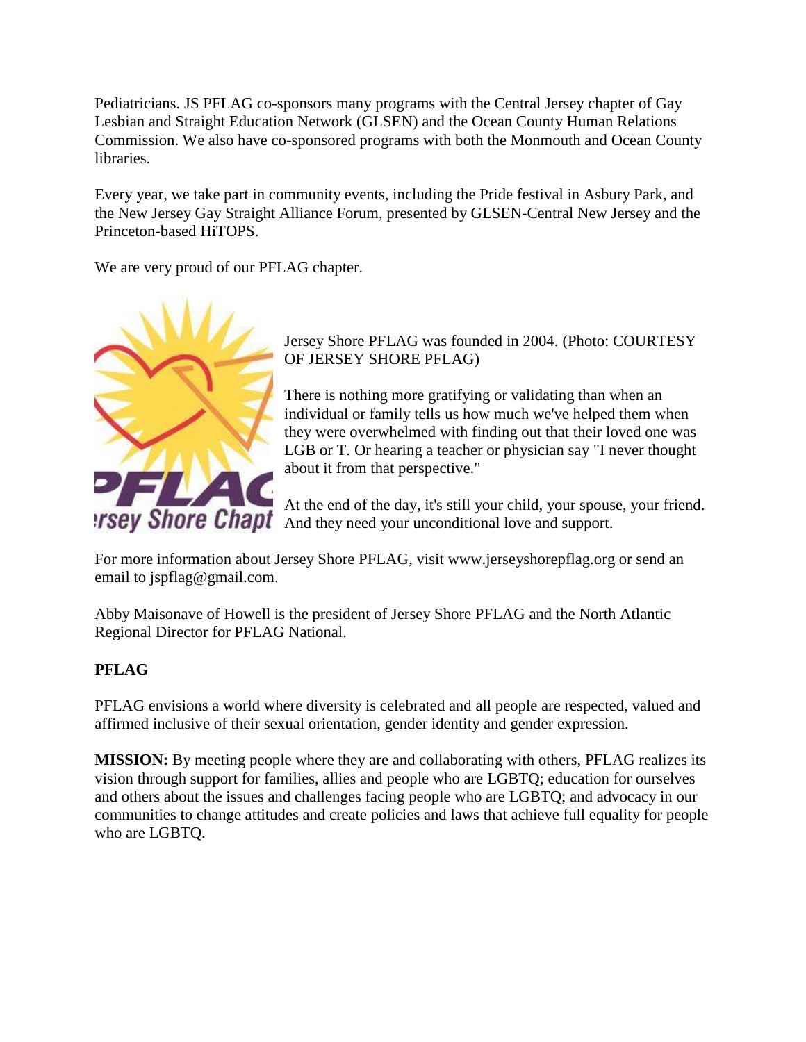Pediatricians. JS PFLAG co-sponsors many programs with the Central Jersey chapter of Gay Lesbian and Straight Education Network (GLSEN) and the Ocean County Human Relations Commission. We also have co-sponsored programs with both the Monmouth and Ocean County libraries.

Every year, we take part in community events, including the Pride festival in Asbury Park, and the New Jersey Gay Straight Alliance Forum, presented by GLSEN-Central New Jersey and the Princeton-based HiTOPS.

We are very proud of our PFLAG chapter.

Jersey Shore PFLAG was founded in 2004. (Photo: COURTESY OF JERSEY SHORE PFLAG)

There is nothing more gratifying or validating than when an individual or family tells us how much we've helped them when they were overwhelmed with finding out that their loved one was LGB or T. Or hearing a teacher or physician say "I never thought about it from that perspective."

At the end of the day, it's still your child, your spouse, your friend. And they need your unconditional love and support.

For more information about Jersey Shore PFLAG, visit www.jerseyshorepflag.org or send an email to jspflag@gmail.com.

Abby Maisonave of Howell is the president of Jersey Shore PFLAG and the North Atlantic Regional Director for PFLAG National.

**PFLAG**

PFLAG envisions a world where diversity is celebrated and all people are respected, valued and affirmed inclusive of their sexual orientation, gender identity and gender expression.

**MISSION:** By meeting people where they are and collaborating with others, PFLAG realizes its vision through support for families, allies and people who are LGBTQ; education for ourselves and others about the issues and challenges facing people who are LGBTQ; and advocacy in our communities to change attitudes and create policies and laws that achieve full equality for people who are LGBTQ.